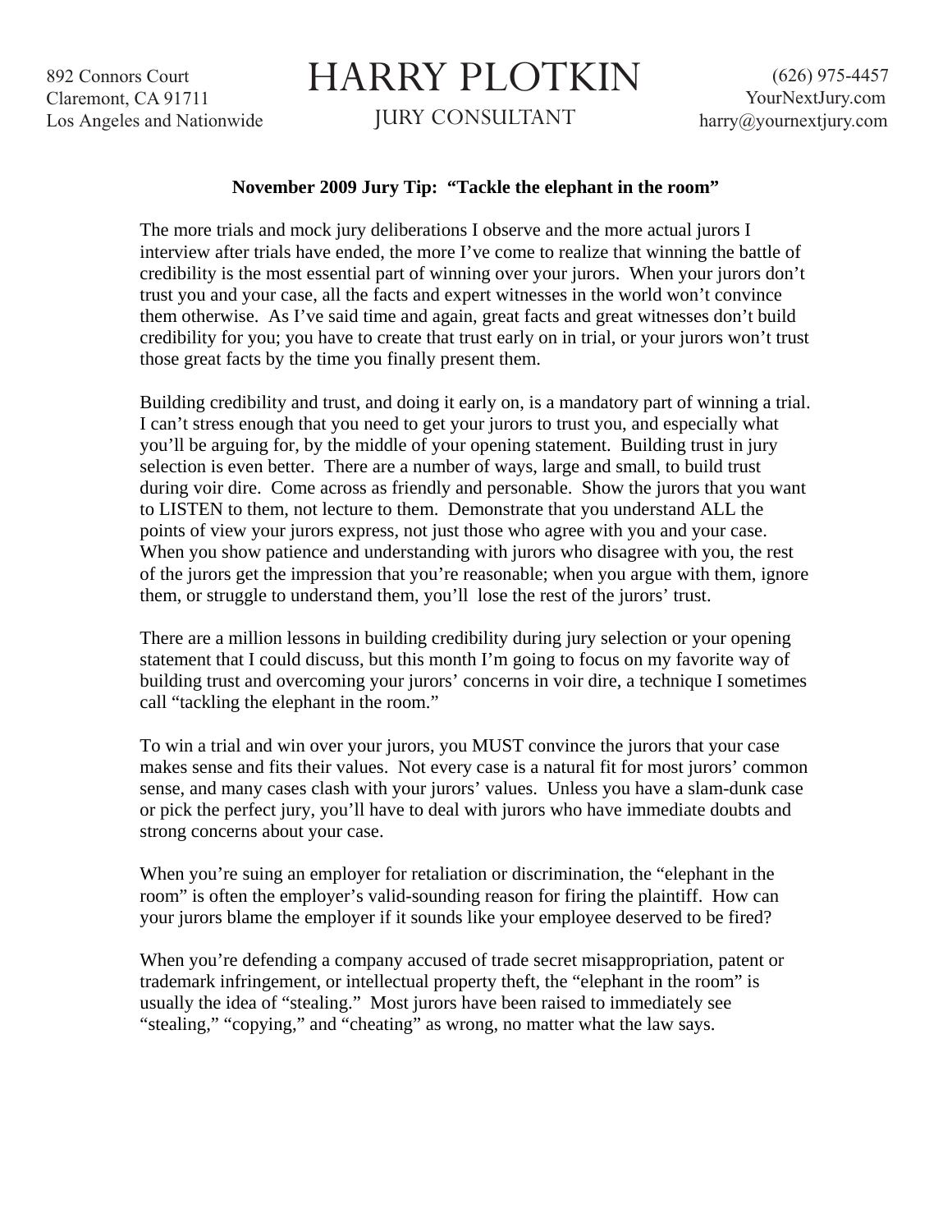892 Connors Court
Claremont, CA 91711
Los Angeles and Nationwide

# HARRY PLOTKIN

JURY CONSULTANT

(626) 975-4457
YourNextJury.com
harry@yournextjury.com

**November 2009 Jury Tip: "Tackle the elephant in the room"**

The more trials and mock jury deliberations I observe and the more actual jurors I interview after trials have ended, the more I've come to realize that winning the battle of credibility is the most essential part of winning over your jurors. When your jurors don't trust you and your case, all the facts and expert witnesses in the world won't convince them otherwise. As I've said time and again, great facts and great witnesses don't build credibility for you; you have to create that trust early on in trial, or your jurors won't trust those great facts by the time you finally present them.

Building credibility and trust, and doing it early on, is a mandatory part of winning a trial. I can't stress enough that you need to get your jurors to trust you, and especially what you'll be arguing for, by the middle of your opening statement. Building trust in jury selection is even better. There are a number of ways, large and small, to build trust during voir dire. Come across as friendly and personable. Show the jurors that you want to LISTEN to them, not lecture to them. Demonstrate that you understand ALL the points of view your jurors express, not just those who agree with you and your case. When you show patience and understanding with jurors who disagree with you, the rest of the jurors get the impression that you're reasonable; when you argue with them, ignore them, or struggle to understand them, you'll lose the rest of the jurors' trust.

There are a million lessons in building credibility during jury selection or your opening statement that I could discuss, but this month I'm going to focus on my favorite way of building trust and overcoming your jurors' concerns in voir dire, a technique I sometimes call "tackling the elephant in the room."

To win a trial and win over your jurors, you MUST convince the jurors that your case makes sense and fits their values. Not every case is a natural fit for most jurors' common sense, and many cases clash with your jurors' values. Unless you have a slam-dunk case or pick the perfect jury, you'll have to deal with jurors who have immediate doubts and strong concerns about your case.

When you're suing an employer for retaliation or discrimination, the "elephant in the room" is often the employer's valid-sounding reason for firing the plaintiff. How can your jurors blame the employer if it sounds like your employee deserved to be fired?

When you're defending a company accused of trade secret misappropriation, patent or trademark infringement, or intellectual property theft, the "elephant in the room" is usually the idea of "stealing." Most jurors have been raised to immediately see "stealing," "copying," and "cheating" as wrong, no matter what the law says.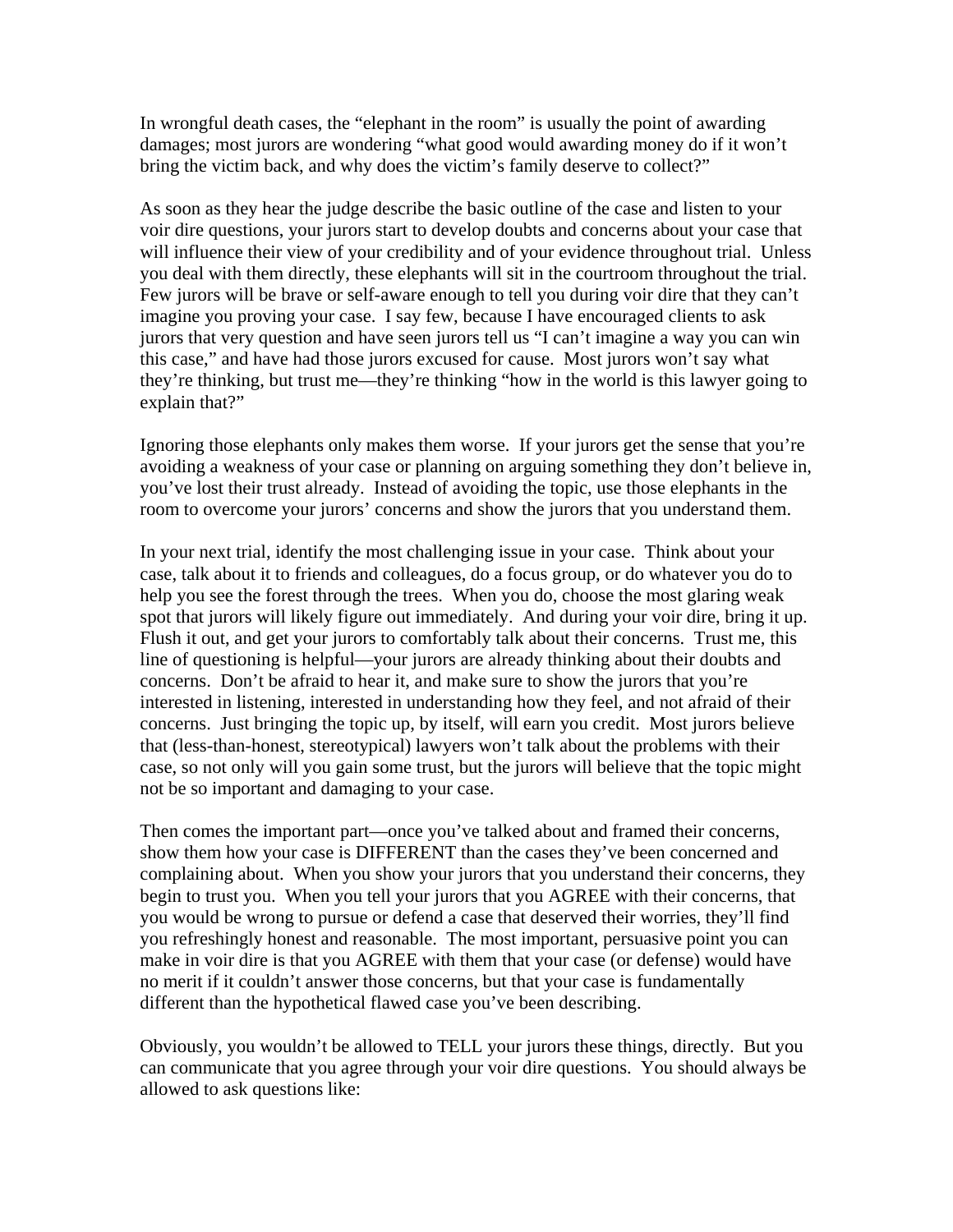In wrongful death cases, the "elephant in the room" is usually the point of awarding damages; most jurors are wondering "what good would awarding money do if it won't bring the victim back, and why does the victim's family deserve to collect?"

As soon as they hear the judge describe the basic outline of the case and listen to your voir dire questions, your jurors start to develop doubts and concerns about your case that will influence their view of your credibility and of your evidence throughout trial. Unless you deal with them directly, these elephants will sit in the courtroom throughout the trial. Few jurors will be brave or self-aware enough to tell you during voir dire that they can't imagine you proving your case. I say few, because I have encouraged clients to ask jurors that very question and have seen jurors tell us "I can't imagine a way you can win this case," and have had those jurors excused for cause. Most jurors won't say what they're thinking, but trust me—they're thinking "how in the world is this lawyer going to explain that?"

Ignoring those elephants only makes them worse. If your jurors get the sense that you're avoiding a weakness of your case or planning on arguing something they don't believe in, you've lost their trust already. Instead of avoiding the topic, use those elephants in the room to overcome your jurors' concerns and show the jurors that you understand them.

In your next trial, identify the most challenging issue in your case. Think about your case, talk about it to friends and colleagues, do a focus group, or do whatever you do to help you see the forest through the trees. When you do, choose the most glaring weak spot that jurors will likely figure out immediately. And during your voir dire, bring it up. Flush it out, and get your jurors to comfortably talk about their concerns. Trust me, this line of questioning is helpful—your jurors are already thinking about their doubts and concerns. Don't be afraid to hear it, and make sure to show the jurors that you're interested in listening, interested in understanding how they feel, and not afraid of their concerns. Just bringing the topic up, by itself, will earn you credit. Most jurors believe that (less-than-honest, stereotypical) lawyers won't talk about the problems with their case, so not only will you gain some trust, but the jurors will believe that the topic might not be so important and damaging to your case.

Then comes the important part—once you've talked about and framed their concerns, show them how your case is DIFFERENT than the cases they've been concerned and complaining about. When you show your jurors that you understand their concerns, they begin to trust you. When you tell your jurors that you AGREE with their concerns, that you would be wrong to pursue or defend a case that deserved their worries, they'll find you refreshingly honest and reasonable. The most important, persuasive point you can make in voir dire is that you AGREE with them that your case (or defense) would have no merit if it couldn't answer those concerns, but that your case is fundamentally different than the hypothetical flawed case you've been describing.

Obviously, you wouldn't be allowed to TELL your jurors these things, directly. But you can communicate that you agree through your voir dire questions. You should always be allowed to ask questions like: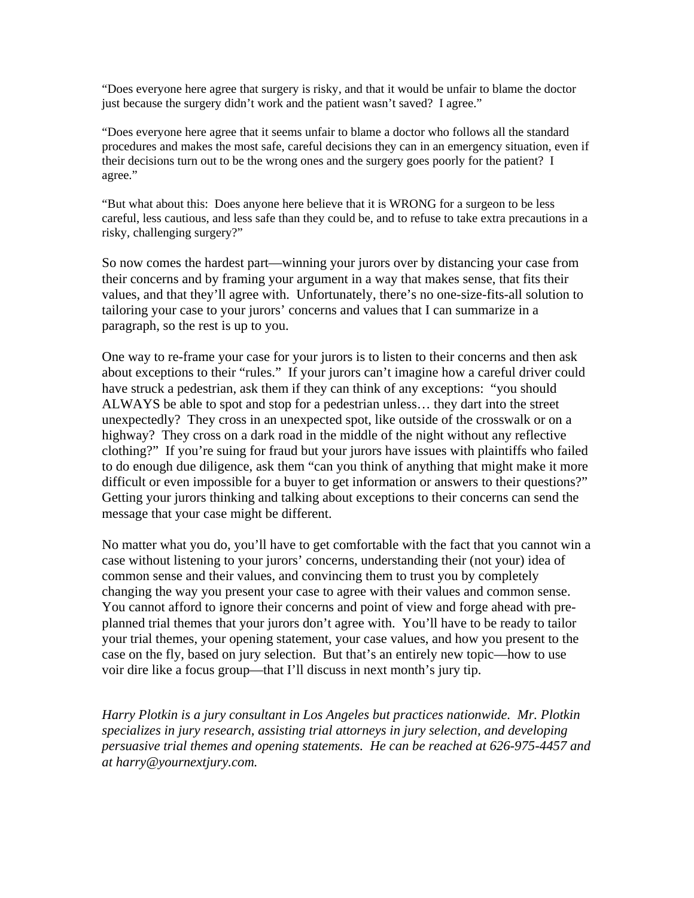"Does everyone here agree that surgery is risky, and that it would be unfair to blame the doctor just because the surgery didn't work and the patient wasn't saved? I agree."

"Does everyone here agree that it seems unfair to blame a doctor who follows all the standard procedures and makes the most safe, careful decisions they can in an emergency situation, even if their decisions turn out to be the wrong ones and the surgery goes poorly for the patient? I agree."

"But what about this: Does anyone here believe that it is WRONG for a surgeon to be less careful, less cautious, and less safe than they could be, and to refuse to take extra precautions in a risky, challenging surgery?"

So now comes the hardest part—winning your jurors over by distancing your case from their concerns and by framing your argument in a way that makes sense, that fits their values, and that they'll agree with. Unfortunately, there's no one-size-fits-all solution to tailoring your case to your jurors' concerns and values that I can summarize in a paragraph, so the rest is up to you.

One way to re-frame your case for your jurors is to listen to their concerns and then ask about exceptions to their "rules." If your jurors can't imagine how a careful driver could have struck a pedestrian, ask them if they can think of any exceptions: "you should ALWAYS be able to spot and stop for a pedestrian unless… they dart into the street unexpectedly? They cross in an unexpected spot, like outside of the crosswalk or on a highway? They cross on a dark road in the middle of the night without any reflective clothing?" If you're suing for fraud but your jurors have issues with plaintiffs who failed to do enough due diligence, ask them "can you think of anything that might make it more difficult or even impossible for a buyer to get information or answers to their questions?" Getting your jurors thinking and talking about exceptions to their concerns can send the message that your case might be different.

No matter what you do, you'll have to get comfortable with the fact that you cannot win a case without listening to your jurors' concerns, understanding their (not your) idea of common sense and their values, and convincing them to trust you by completely changing the way you present your case to agree with their values and common sense. You cannot afford to ignore their concerns and point of view and forge ahead with pre-planned trial themes that your jurors don't agree with. You'll have to be ready to tailor your trial themes, your opening statement, your case values, and how you present to the case on the fly, based on jury selection. But that's an entirely new topic—how to use voir dire like a focus group—that I'll discuss in next month's jury tip.

*Harry Plotkin is a jury consultant in Los Angeles but practices nationwide. Mr. Plotkin specializes in jury research, assisting trial attorneys in jury selection, and developing persuasive trial themes and opening statements. He can be reached at 626-975-4457 and at harry@yournextjury.com.*